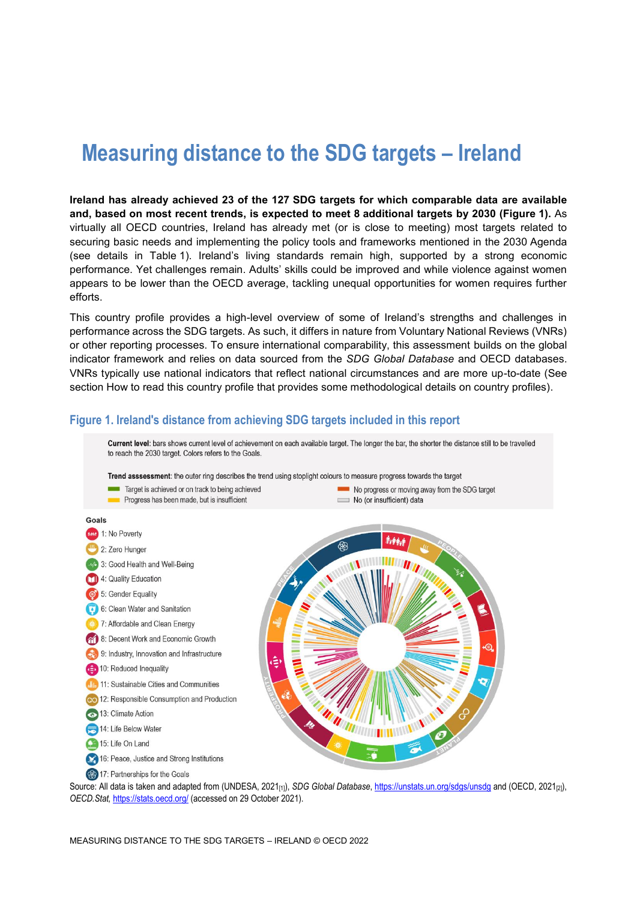# Measuring distance to the SDG targets – Ireland

**Ireland has already achieved 23 of the 127 SDG targets for which comparable data are available and, based on most recent trends, is expected to meet 8 additional targets by 2030 (Figure 1).** As virtually all OECD countries, Ireland has already met (or is close to meeting) most targets related to securing basic needs and implementing the policy tools and frameworks mentioned in the 2030 Agenda (see details in Table 1). Ireland's living standards remain high, supported by a strong economic performance. Yet challenges remain. Adults' skills could be improved and while violence against women appears to be lower than the OECD average, tackling unequal opportunities for women requires further efforts.

This country profile provides a high-level overview of some of Ireland's strengths and challenges in performance across the SDG targets. As such, it differs in nature from Voluntary National Reviews (VNRs) or other reporting processes. To ensure international comparability, this assessment builds on the global indicator framework and relies on data sourced from the *SDG Global Database* and OECD databases. VNRs typically use national indicators that reflect national circumstances and are more up-to-date (See section How to read this country profile that provides some methodological details on country profiles).

## Figure 1. Ireland's distance from achieving SDG targets included in this report

**Current level**: bars shows current level of achievement on each available target. The longer the bar, the shorter the distance still to be travelled to reach the 2030 target. Colors refers to the Goals.

**Trend asssessment**: the outer ring describes the trend using stoplight colours to measure progress towards the target

- Target is achieved or on track to being achieved
- Progress has been made, but is insufficient
- No progress or moving away from the SDG target
- No (or insufficient) data

Goals

- 1: No Poverty
- 2: Zero Hunger
- 3: Good Health and Well-Being
- 4: Quality Education
- 5: Gender Equality
- 6: Clean Water and Sanitation
- 7: Affordable and Clean Energy
- 8: Decent Work and Economic Growth
- 9: Industry, Innovation and Infrastructure
- 10: Reduced Inequality
- 11: Sustainable Cities and Communities
- 12: Responsible Consumption and Production
- 13: Climate Action
- 14: Life Below Water
- 15: Life On Land
- 16: Peace, Justice and Strong Institutions
- 17: Partnerships for the Goals

Source: All data is taken and adapted from (UNDESA, 2021[1]), *SDG Global Database*, https://unstats.un.org/sdgs/unsdg and (OECD, 2021[2]), *OECD.Stat*, https://stats.oecd.org/ (accessed on 29 October 2021).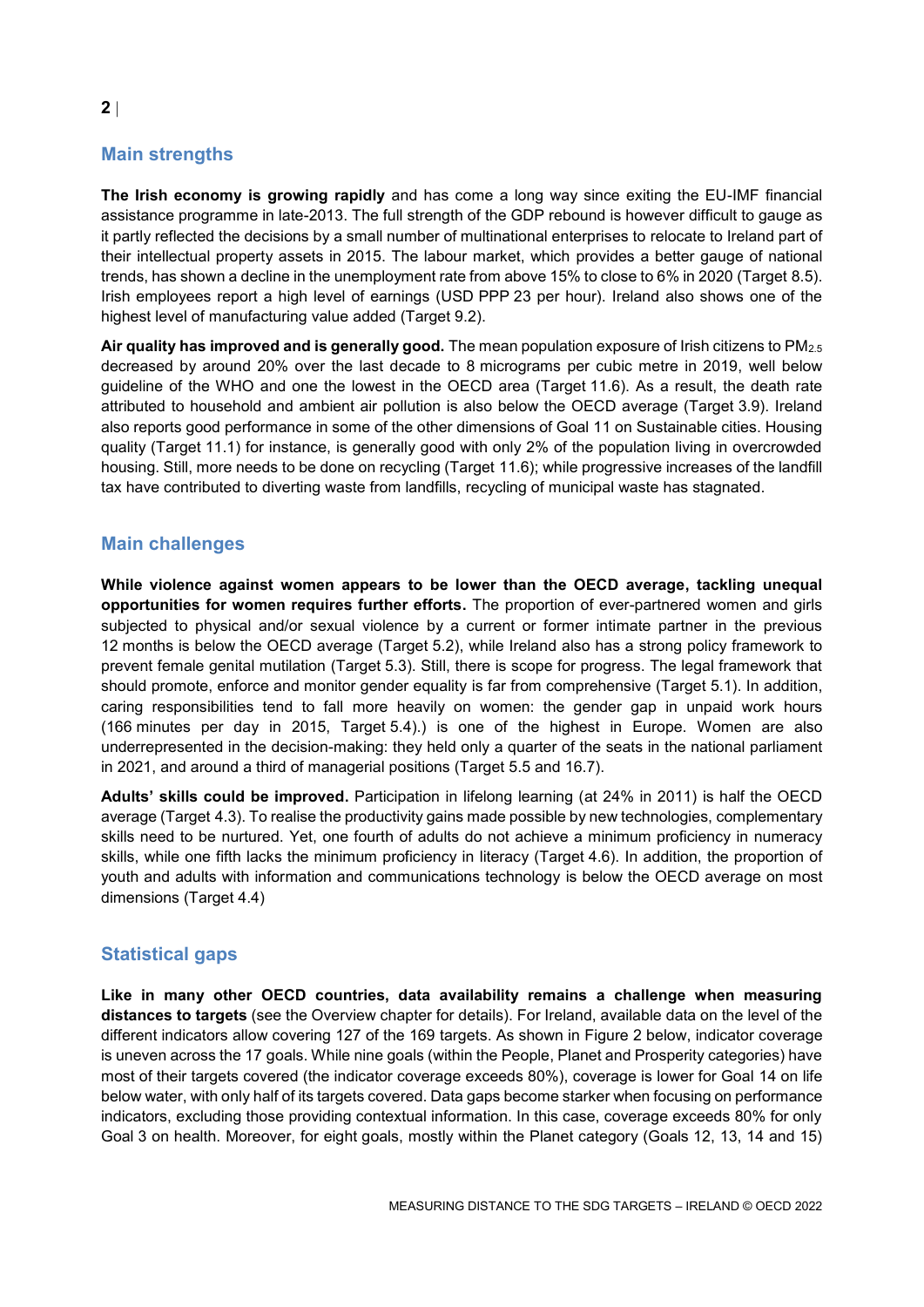## Main strengths

**The Irish economy is growing rapidly** and has come a long way since exiting the EU-IMF financial assistance programme in late-2013. The full strength of the GDP rebound is however difficult to gauge as it partly reflected the decisions by a small number of multinational enterprises to relocate to Ireland part of their intellectual property assets in 2015. The labour market, which provides a better gauge of national trends, has shown a decline in the unemployment rate from above 15% to close to 6% in 2020 (Target 8.5). Irish employees report a high level of earnings (USD PPP 23 per hour). Ireland also shows one of the highest level of manufacturing value added (Target 9.2).

**Air quality has improved and is generally good.** The mean population exposure of Irish citizens to $PM_{2.5}$ decreased by around 20% over the last decade to 8 micrograms per cubic metre in 2019, well below guideline of the WHO and one the lowest in the OECD area (Target 11.6). As a result, the death rate attributed to household and ambient air pollution is also below the OECD average (Target 3.9). Ireland also reports good performance in some of the other dimensions of Goal 11 on Sustainable cities. Housing quality (Target 11.1) for instance, is generally good with only 2% of the population living in overcrowded housing. Still, more needs to be done on recycling (Target 11.6); while progressive increases of the landfill tax have contributed to diverting waste from landfills, recycling of municipal waste has stagnated.

## Main challenges

**While violence against women appears to be lower than the OECD average, tackling unequal opportunities for women requires further efforts.** The proportion of ever-partnered women and girls subjected to physical and/or sexual violence by a current or former intimate partner in the previous 12 months is below the OECD average (Target 5.2), while Ireland also has a strong policy framework to prevent female genital mutilation (Target 5.3). Still, there is scope for progress. The legal framework that should promote, enforce and monitor gender equality is far from comprehensive (Target 5.1). In addition, caring responsibilities tend to fall more heavily on women: the gender gap in unpaid work hours (166 minutes per day in 2015, Target 5.4).) is one of the highest in Europe. Women are also underrepresented in the decision-making: they held only a quarter of the seats in the national parliament in 2021, and around a third of managerial positions (Target 5.5 and 16.7).

**Adults' skills could be improved.** Participation in lifelong learning (at 24% in 2011) is half the OECD average (Target 4.3). To realise the productivity gains made possible by new technologies, complementary skills need to be nurtured. Yet, one fourth of adults do not achieve a minimum proficiency in numeracy skills, while one fifth lacks the minimum proficiency in literacy (Target 4.6). In addition, the proportion of youth and adults with information and communications technology is below the OECD average on most dimensions (Target 4.4)

## Statistical gaps

**Like in many other OECD countries, data availability remains a challenge when measuring distances to targets** (see the Overview chapter for details). For Ireland, available data on the level of the different indicators allow covering 127 of the 169 targets. As shown in Figure 2 below, indicator coverage is uneven across the 17 goals. While nine goals (within the People, Planet and Prosperity categories) have most of their targets covered (the indicator coverage exceeds 80%), coverage is lower for Goal 14 on life below water, with only half of its targets covered. Data gaps become starker when focusing on performance indicators, excluding those providing contextual information. In this case, coverage exceeds 80% for only Goal 3 on health. Moreover, for eight goals, mostly within the Planet category (Goals 12, 13, 14 and 15)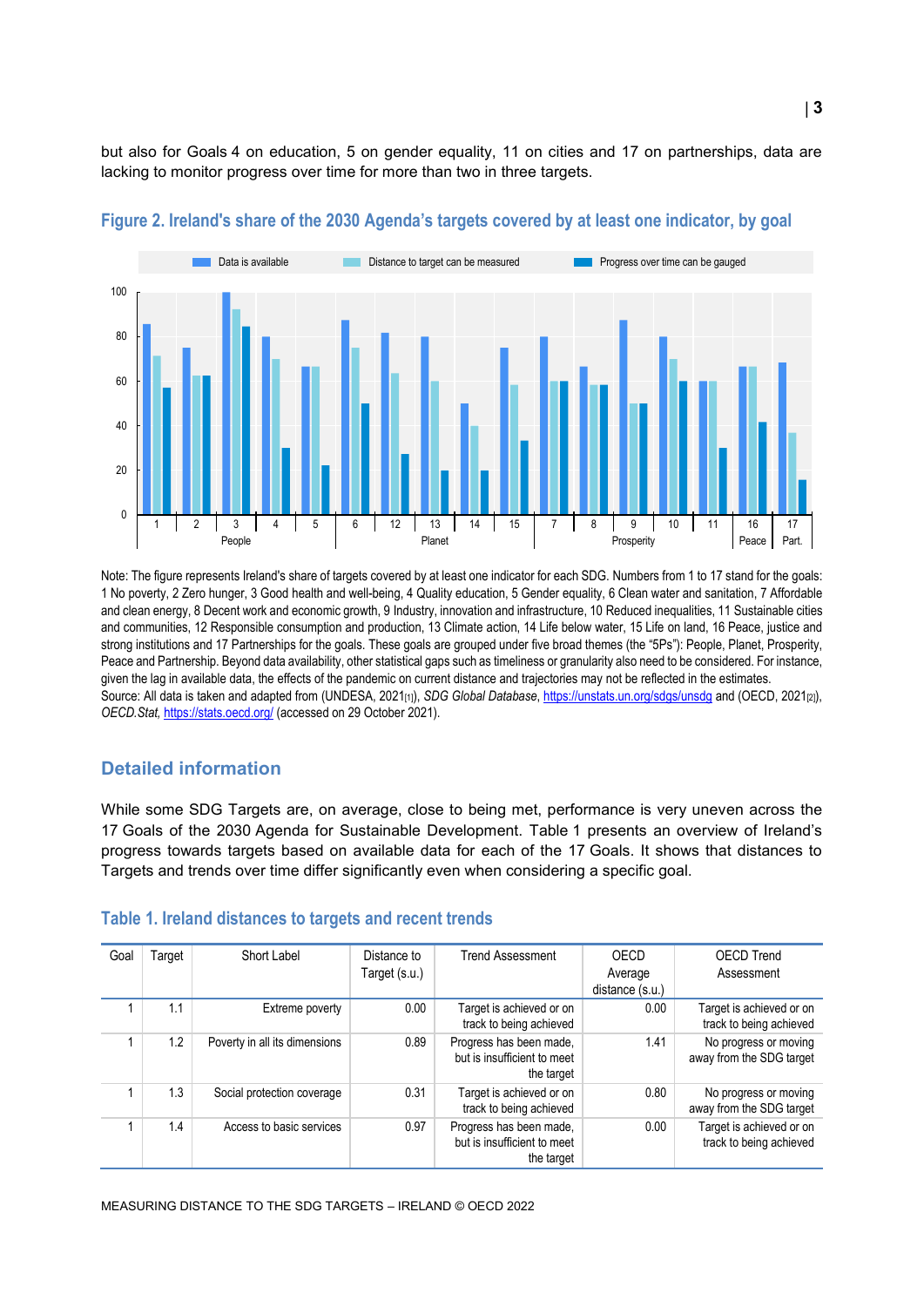but also for Goals 4 on education, 5 on gender equality, 11 on cities and 17 on partnerships, data are lacking to monitor progress over time for more than two in three targets.

## Figure 2. Ireland's share of the 2030 Agenda's targets covered by at least one indicator, by goal

Note: The figure represents Ireland's share of targets covered by at least one indicator for each SDG. Numbers from 1 to 17 stand for the goals: 1 No poverty, 2 Zero hunger, 3 Good health and well-being, 4 Quality education, 5 Gender equality, 6 Clean water and sanitation, 7 Affordable and clean energy, 8 Decent work and economic growth, 9 Industry, innovation and infrastructure, 10 Reduced inequalities, 11 Sustainable cities and communities, 12 Responsible consumption and production, 13 Climate action, 14 Life below water, 15 Life on land, 16 Peace, justice and strong institutions and 17 Partnerships for the goals. These goals are grouped under five broad themes (the "5Ps"): People, Planet, Prosperity, Peace and Partnership. Beyond data availability, other statistical gaps such as timeliness or granularity also need to be considered. For instance, given the lag in available data, the effects of the pandemic on current distance and trajectories may not be reflected in the estimates.
Source: All data is taken and adapted from (UNDESA, 2021[1]), *SDG Global Database*, https://unstats.un.org/sdgs/unsdg and (OECD, 2021[2]), *OECD.Stat,* https://stats.oecd.org/ (accessed on 29 October 2021).

## Detailed information

While some SDG Targets are, on average, close to being met, performance is very uneven across the 17 Goals of the 2030 Agenda for Sustainable Development. Table 1 presents an overview of Ireland's progress towards targets based on available data for each of the 17 Goals. It shows that distances to Targets and trends over time differ significantly even when considering a specific goal.

## Table 1. Ireland distances to targets and recent trends

| Goal | Target | Short Label | Distance to Target (s.u.) | Trend Assessment | OECD Average distance (s.u.) | OECD Trend Assessment |
|---|---|---|---|---|---|---|
| 1 | 1.1 | Extreme poverty | 0.00 | Target is achieved or on track to being achieved | 0.00 | Target is achieved or on track to being achieved |
| 1 | 1.2 | Poverty in all its dimensions | 0.89 | Progress has been made, but is insufficient to meet the target | 1.41 | No progress or moving away from the SDG target |
| 1 | 1.3 | Social protection coverage | 0.31 | Target is achieved or on track to being achieved | 0.80 | No progress or moving away from the SDG target |
| 1 | 1.4 | Access to basic services | 0.97 | Progress has been made, but is insufficient to meet the target | 0.00 | Target is achieved or on track to being achieved |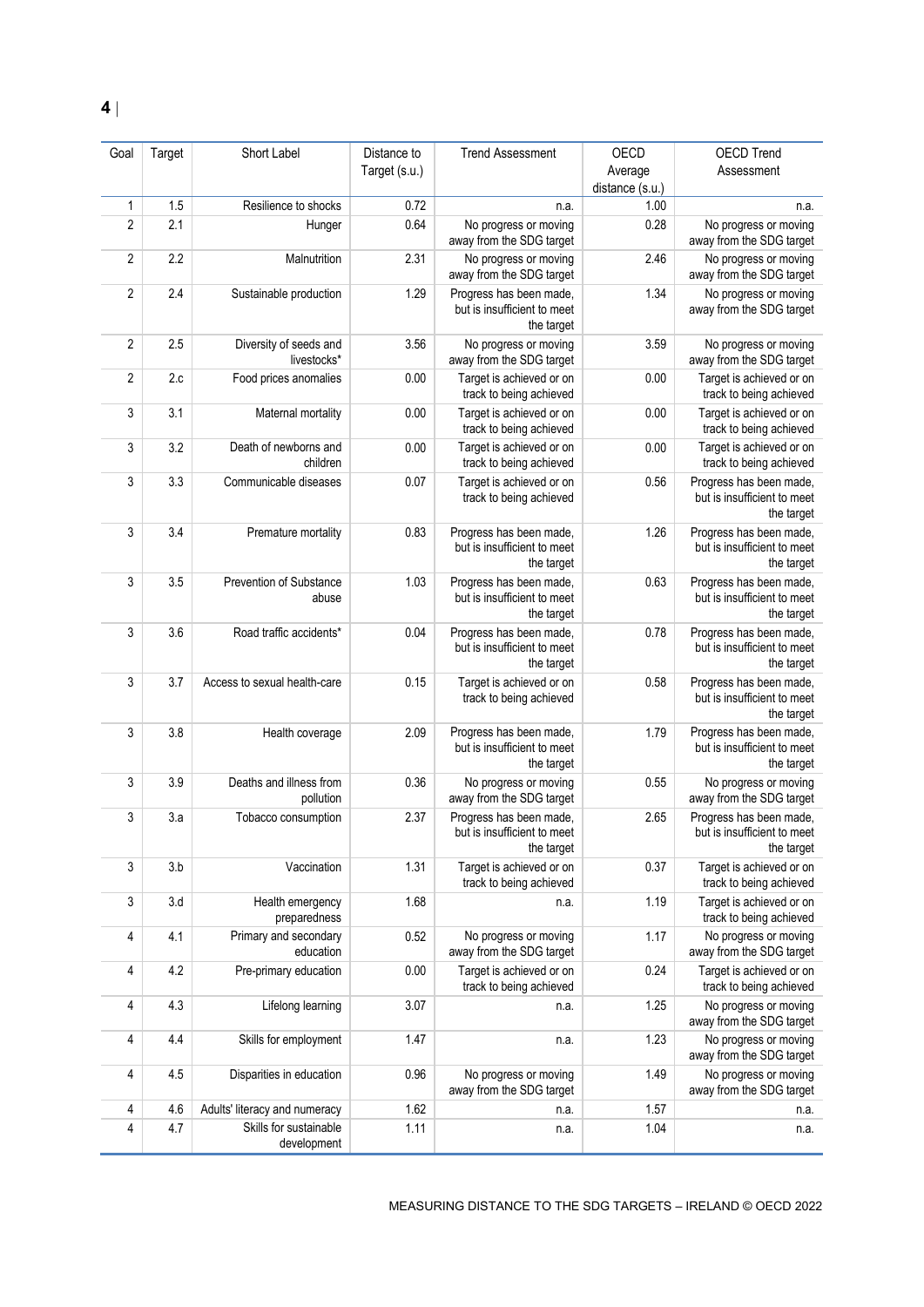| Goal | Target | Short Label | Distance to Target (s.u.) | Trend Assessment | OECD Average distance (s.u.) | OECD Trend Assessment |
|---|---|---|---|---|---|---|
| 1 | 1.5 | Resilience to shocks | 0.72 | n.a. | 1.00 | n.a. |
| 2 | 2.1 | Hunger | 0.64 | No progress or moving away from the SDG target | 0.28 | No progress or moving away from the SDG target |
| 2 | 2.2 | Malnutrition | 2.31 | No progress or moving away from the SDG target | 2.46 | No progress or moving away from the SDG target |
| 2 | 2.4 | Sustainable production | 1.29 | Progress has been made, but is insufficient to meet the target | 1.34 | No progress or moving away from the SDG target |
| 2 | 2.5 | Diversity of seeds and livestocks* | 3.56 | No progress or moving away from the SDG target | 3.59 | No progress or moving away from the SDG target |
| 2 | 2.c | Food prices anomalies | 0.00 | Target is achieved or on track to being achieved | 0.00 | Target is achieved or on track to being achieved |
| 3 | 3.1 | Maternal mortality | 0.00 | Target is achieved or on track to being achieved | 0.00 | Target is achieved or on track to being achieved |
| 3 | 3.2 | Death of newborns and children | 0.00 | Target is achieved or on track to being achieved | 0.00 | Target is achieved or on track to being achieved |
| 3 | 3.3 | Communicable diseases | 0.07 | Target is achieved or on track to being achieved | 0.56 | Progress has been made, but is insufficient to meet the target |
| 3 | 3.4 | Premature mortality | 0.83 | Progress has been made, but is insufficient to meet the target | 1.26 | Progress has been made, but is insufficient to meet the target |
| 3 | 3.5 | Prevention of Substance abuse | 1.03 | Progress has been made, but is insufficient to meet the target | 0.63 | Progress has been made, but is insufficient to meet the target |
| 3 | 3.6 | Road traffic accidents* | 0.04 | Progress has been made, but is insufficient to meet the target | 0.78 | Progress has been made, but is insufficient to meet the target |
| 3 | 3.7 | Access to sexual health-care | 0.15 | Target is achieved or on track to being achieved | 0.58 | Progress has been made, but is insufficient to meet the target |
| 3 | 3.8 | Health coverage | 2.09 | Progress has been made, but is insufficient to meet the target | 1.79 | Progress has been made, but is insufficient to meet the target |
| 3 | 3.9 | Deaths and illness from pollution | 0.36 | No progress or moving away from the SDG target | 0.55 | No progress or moving away from the SDG target |
| 3 | 3.a | Tobacco consumption | 2.37 | Progress has been made, but is insufficient to meet the target | 2.65 | Progress has been made, but is insufficient to meet the target |
| 3 | 3.b | Vaccination | 1.31 | Target is achieved or on track to being achieved | 0.37 | Target is achieved or on track to being achieved |
| 3 | 3.d | Health emergency preparedness | 1.68 | n.a. | 1.19 | Target is achieved or on track to being achieved |
| 4 | 4.1 | Primary and secondary education | 0.52 | No progress or moving away from the SDG target | 1.17 | No progress or moving away from the SDG target |
| 4 | 4.2 | Pre-primary education | 0.00 | Target is achieved or on track to being achieved | 0.24 | Target is achieved or on track to being achieved |
| 4 | 4.3 | Lifelong learning | 3.07 | n.a. | 1.25 | No progress or moving away from the SDG target |
| 4 | 4.4 | Skills for employment | 1.47 | n.a. | 1.23 | No progress or moving away from the SDG target |
| 4 | 4.5 | Disparities in education | 0.96 | No progress or moving away from the SDG target | 1.49 | No progress or moving away from the SDG target |
| 4 | 4.6 | Adults' literacy and numeracy | 1.62 | n.a. | 1.57 | n.a. |
| 4 | 4.7 | Skills for sustainable development | 1.11 | n.a. | 1.04 | n.a. |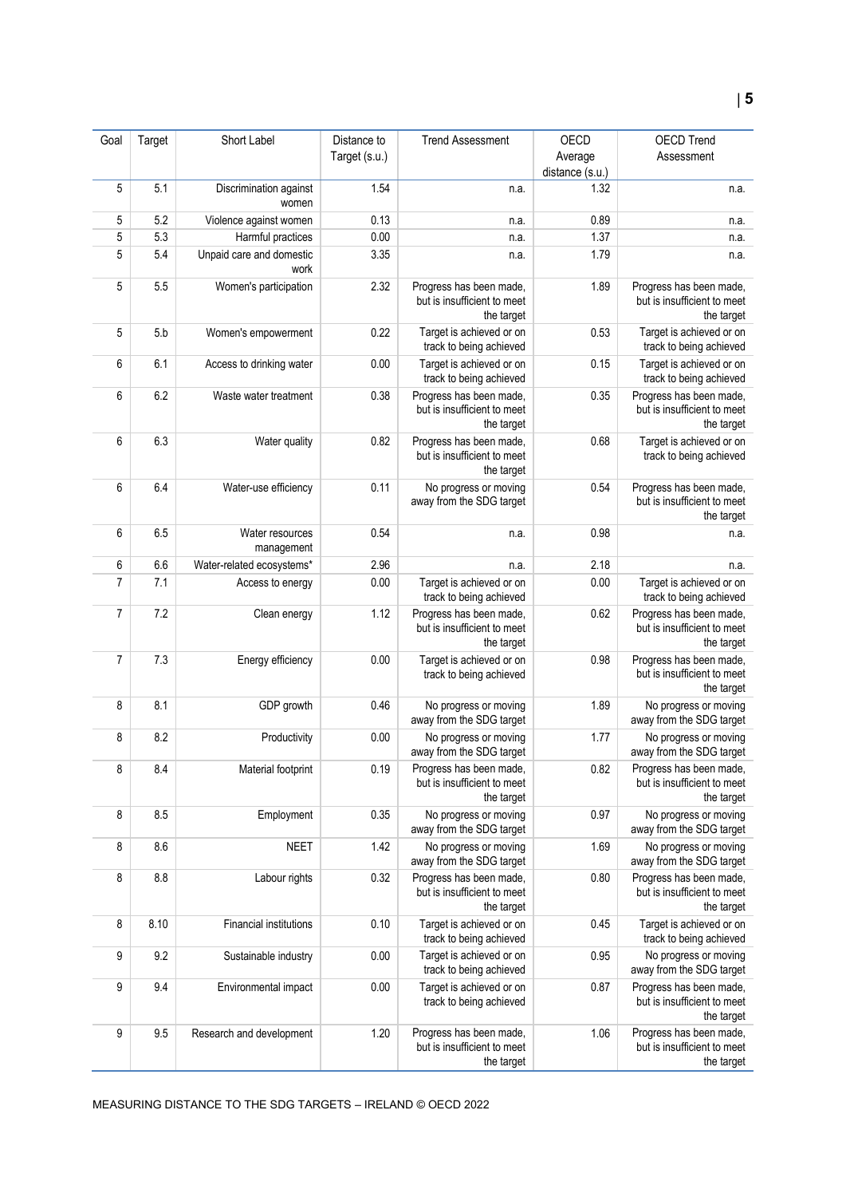| Goal | Target | Short Label | Distance to Target (s.u.) | Trend Assessment | OECD Average distance (s.u.) | OECD Trend Assessment |
|---|---|---|---|---|---|---|
| 5 | 5.1 | Discrimination against women | 1.54 | n.a. | 1.32 | n.a. |
| 5 | 5.2 | Violence against women | 0.13 | n.a. | 0.89 | n.a. |
| 5 | 5.3 | Harmful practices | 0.00 | n.a. | 1.37 | n.a. |
| 5 | 5.4 | Unpaid care and domestic work | 3.35 | n.a. | 1.79 | n.a. |
| 5 | 5.5 | Women's participation | 2.32 | Progress has been made, but is insufficient to meet the target | 1.89 | Progress has been made, but is insufficient to meet the target |
| 5 | 5.b | Women's empowerment | 0.22 | Target is achieved or on track to being achieved | 0.53 | Target is achieved or on track to being achieved |
| 6 | 6.1 | Access to drinking water | 0.00 | Target is achieved or on track to being achieved | 0.15 | Target is achieved or on track to being achieved |
| 6 | 6.2 | Waste water treatment | 0.38 | Progress has been made, but is insufficient to meet the target | 0.35 | Progress has been made, but is insufficient to meet the target |
| 6 | 6.3 | Water quality | 0.82 | Progress has been made, but is insufficient to meet the target | 0.68 | Target is achieved or on track to being achieved |
| 6 | 6.4 | Water-use efficiency | 0.11 | No progress or moving away from the SDG target | 0.54 | Progress has been made, but is insufficient to meet the target |
| 6 | 6.5 | Water resources management | 0.54 | n.a. | 0.98 | n.a. |
| 6 | 6.6 | Water-related ecosystems* | 2.96 | n.a. | 2.18 | n.a. |
| 7 | 7.1 | Access to energy | 0.00 | Target is achieved or on track to being achieved | 0.00 | Target is achieved or on track to being achieved |
| 7 | 7.2 | Clean energy | 1.12 | Progress has been made, but is insufficient to meet the target | 0.62 | Progress has been made, but is insufficient to meet the target |
| 7 | 7.3 | Energy efficiency | 0.00 | Target is achieved or on track to being achieved | 0.98 | Progress has been made, but is insufficient to meet the target |
| 8 | 8.1 | GDP growth | 0.46 | No progress or moving away from the SDG target | 1.89 | No progress or moving away from the SDG target |
| 8 | 8.2 | Productivity | 0.00 | No progress or moving away from the SDG target | 1.77 | No progress or moving away from the SDG target |
| 8 | 8.4 | Material footprint | 0.19 | Progress has been made, but is insufficient to meet the target | 0.82 | Progress has been made, but is insufficient to meet the target |
| 8 | 8.5 | Employment | 0.35 | No progress or moving away from the SDG target | 0.97 | No progress or moving away from the SDG target |
| 8 | 8.6 | NEET | 1.42 | No progress or moving away from the SDG target | 1.69 | No progress or moving away from the SDG target |
| 8 | 8.8 | Labour rights | 0.32 | Progress has been made, but is insufficient to meet the target | 0.80 | Progress has been made, but is insufficient to meet the target |
| 8 | 8.10 | Financial institutions | 0.10 | Target is achieved or on track to being achieved | 0.45 | Target is achieved or on track to being achieved |
| 9 | 9.2 | Sustainable industry | 0.00 | Target is achieved or on track to being achieved | 0.95 | No progress or moving away from the SDG target |
| 9 | 9.4 | Environmental impact | 0.00 | Target is achieved or on track to being achieved | 0.87 | Progress has been made, but is insufficient to meet the target |
| 9 | 9.5 | Research and development | 1.20 | Progress has been made, but is insufficient to meet the target | 1.06 | Progress has been made, but is insufficient to meet the target |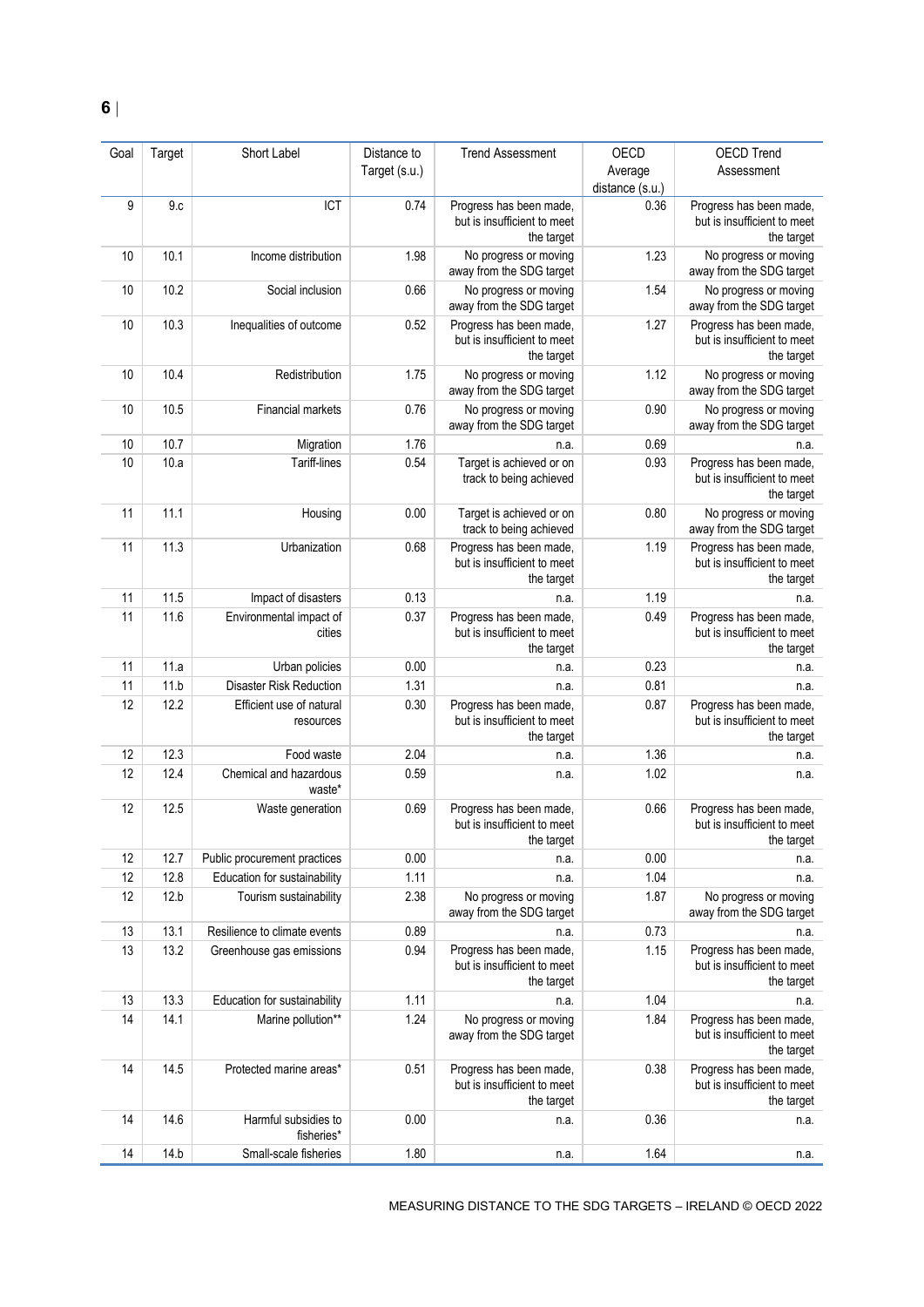| Goal | Target | Short Label | Distance to Target (s.u.) | Trend Assessment | OECD Average distance (s.u.) | OECD Trend Assessment |
|---|---|---|---|---|---|---|
| 9 | 9.c | ICT | 0.74 | Progress has been made, but is insufficient to meet the target | 0.36 | Progress has been made, but is insufficient to meet the target |
| 10 | 10.1 | Income distribution | 1.98 | No progress or moving away from the SDG target | 1.23 | No progress or moving away from the SDG target |
| 10 | 10.2 | Social inclusion | 0.66 | No progress or moving away from the SDG target | 1.54 | No progress or moving away from the SDG target |
| 10 | 10.3 | Inequalities of outcome | 0.52 | Progress has been made, but is insufficient to meet the target | 1.27 | Progress has been made, but is insufficient to meet the target |
| 10 | 10.4 | Redistribution | 1.75 | No progress or moving away from the SDG target | 1.12 | No progress or moving away from the SDG target |
| 10 | 10.5 | Financial markets | 0.76 | No progress or moving away from the SDG target | 0.90 | No progress or moving away from the SDG target |
| 10 | 10.7 | Migration | 1.76 | n.a. | 0.69 | n.a. |
| 10 | 10.a | Tariff-lines | 0.54 | Target is achieved or on track to being achieved | 0.93 | Progress has been made, but is insufficient to meet the target |
| 11 | 11.1 | Housing | 0.00 | Target is achieved or on track to being achieved | 0.80 | No progress or moving away from the SDG target |
| 11 | 11.3 | Urbanization | 0.68 | Progress has been made, but is insufficient to meet the target | 1.19 | Progress has been made, but is insufficient to meet the target |
| 11 | 11.5 | Impact of disasters | 0.13 | n.a. | 1.19 | n.a. |
| 11 | 11.6 | Environmental impact of cities | 0.37 | Progress has been made, but is insufficient to meet the target | 0.49 | Progress has been made, but is insufficient to meet the target |
| 11 | 11.a | Urban policies | 0.00 | n.a. | 0.23 | n.a. |
| 11 | 11.b | Disaster Risk Reduction | 1.31 | n.a. | 0.81 | n.a. |
| 12 | 12.2 | Efficient use of natural resources | 0.30 | Progress has been made, but is insufficient to meet the target | 0.87 | Progress has been made, but is insufficient to meet the target |
| 12 | 12.3 | Food waste | 2.04 | n.a. | 1.36 | n.a. |
| 12 | 12.4 | Chemical and hazardous waste* | 0.59 | n.a. | 1.02 | n.a. |
| 12 | 12.5 | Waste generation | 0.69 | Progress has been made, but is insufficient to meet the target | 0.66 | Progress has been made, but is insufficient to meet the target |
| 12 | 12.7 | Public procurement practices | 0.00 | n.a. | 0.00 | n.a. |
| 12 | 12.8 | Education for sustainability | 1.11 | n.a. | 1.04 | n.a. |
| 12 | 12.b | Tourism sustainability | 2.38 | No progress or moving away from the SDG target | 1.87 | No progress or moving away from the SDG target |
| 13 | 13.1 | Resilience to climate events | 0.89 | n.a. | 0.73 | n.a. |
| 13 | 13.2 | Greenhouse gas emissions | 0.94 | Progress has been made, but is insufficient to meet the target | 1.15 | Progress has been made, but is insufficient to meet the target |
| 13 | 13.3 | Education for sustainability | 1.11 | n.a. | 1.04 | n.a. |
| 14 | 14.1 | Marine pollution** | 1.24 | No progress or moving away from the SDG target | 1.84 | Progress has been made, but is insufficient to meet the target |
| 14 | 14.5 | Protected marine areas* | 0.51 | Progress has been made, but is insufficient to meet the target | 0.38 | Progress has been made, but is insufficient to meet the target |
| 14 | 14.6 | Harmful subsidies to fisheries* | 0.00 | n.a. | 0.36 | n.a. |
| 14 | 14.b | Small-scale fisheries | 1.80 | n.a. | 1.64 | n.a. |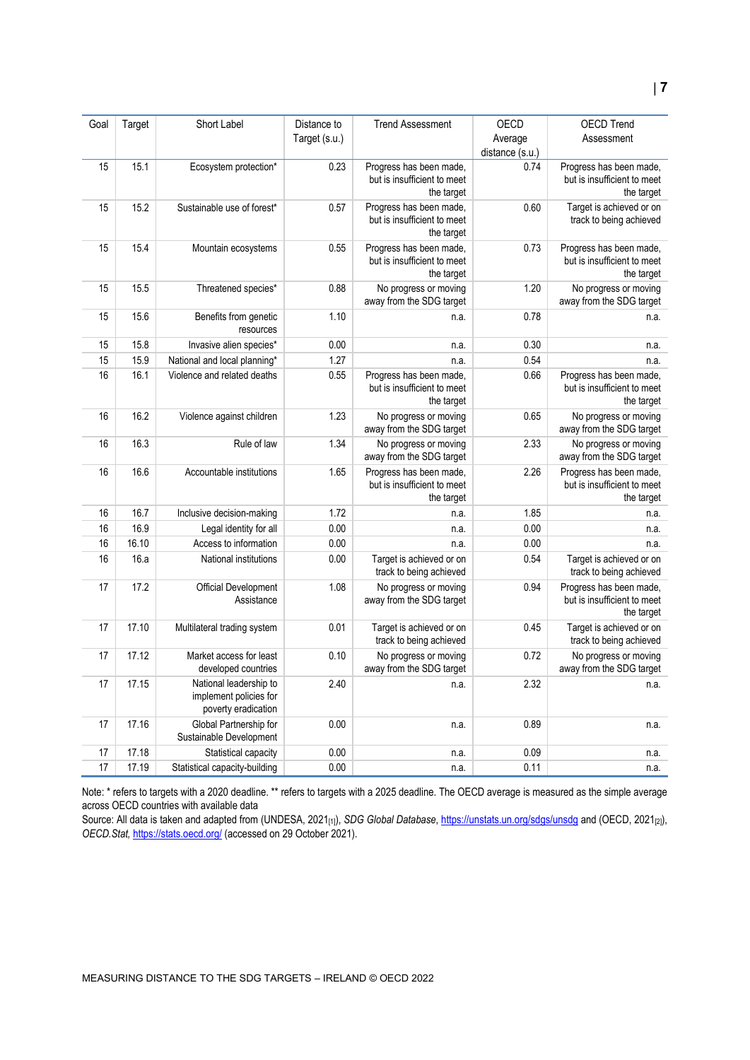| Goal | Target | Short Label | Distance to Target (s.u.) | Trend Assessment | OECD Average distance (s.u.) | OECD Trend Assessment |
|---|---|---|---|---|---|---|
| 15 | 15.1 | Ecosystem protection* | 0.23 | Progress has been made, but is insufficient to meet the target | 0.74 | Progress has been made, but is insufficient to meet the target |
| 15 | 15.2 | Sustainable use of forest* | 0.57 | Progress has been made, but is insufficient to meet the target | 0.60 | Target is achieved or on track to being achieved |
| 15 | 15.4 | Mountain ecosystems | 0.55 | Progress has been made, but is insufficient to meet the target | 0.73 | Progress has been made, but is insufficient to meet the target |
| 15 | 15.5 | Threatened species* | 0.88 | No progress or moving away from the SDG target | 1.20 | No progress or moving away from the SDG target |
| 15 | 15.6 | Benefits from genetic resources | 1.10 | n.a. | 0.78 | n.a. |
| 15 | 15.8 | Invasive alien species* | 0.00 | n.a. | 0.30 | n.a. |
| 15 | 15.9 | National and local planning* | 1.27 | n.a. | 0.54 | n.a. |
| 16 | 16.1 | Violence and related deaths | 0.55 | Progress has been made, but is insufficient to meet the target | 0.66 | Progress has been made, but is insufficient to meet the target |
| 16 | 16.2 | Violence against children | 1.23 | No progress or moving away from the SDG target | 0.65 | No progress or moving away from the SDG target |
| 16 | 16.3 | Rule of law | 1.34 | No progress or moving away from the SDG target | 2.33 | No progress or moving away from the SDG target |
| 16 | 16.6 | Accountable institutions | 1.65 | Progress has been made, but is insufficient to meet the target | 2.26 | Progress has been made, but is insufficient to meet the target |
| 16 | 16.7 | Inclusive decision-making | 1.72 | n.a. | 1.85 | n.a. |
| 16 | 16.9 | Legal identity for all | 0.00 | n.a. | 0.00 | n.a. |
| 16 | 16.10 | Access to information | 0.00 | n.a. | 0.00 | n.a. |
| 16 | 16.a | National institutions | 0.00 | Target is achieved or on track to being achieved | 0.54 | Target is achieved or on track to being achieved |
| 17 | 17.2 | Official Development Assistance | 1.08 | No progress or moving away from the SDG target | 0.94 | Progress has been made, but is insufficient to meet the target |
| 17 | 17.10 | Multilateral trading system | 0.01 | Target is achieved or on track to being achieved | 0.45 | Target is achieved or on track to being achieved |
| 17 | 17.12 | Market access for least developed countries | 0.10 | No progress or moving away from the SDG target | 0.72 | No progress or moving away from the SDG target |
| 17 | 17.15 | National leadership to implement policies for poverty eradication | 2.40 | n.a. | 2.32 | n.a. |
| 17 | 17.16 | Global Partnership for Sustainable Development | 0.00 | n.a. | 0.89 | n.a. |
| 17 | 17.18 | Statistical capacity | 0.00 | n.a. | 0.09 | n.a. |
| 17 | 17.19 | Statistical capacity-building | 0.00 | n.a. | 0.11 | n.a. |

Note: * refers to targets with a 2020 deadline. ** refers to targets with a 2025 deadline. The OECD average is measured as the simple average across OECD countries with available data

Source: All data is taken and adapted from (UNDESA, 2021[1]), *SDG Global Database*, https://unstats.un.org/sdgs/unsdg and (OECD, 2021[2]), *OECD.Stat*, https://stats.oecd.org/ (accessed on 29 October 2021).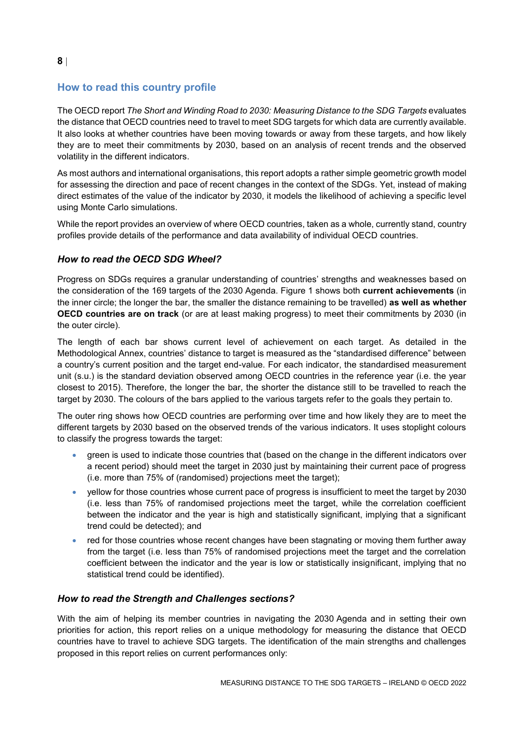## How to read this country profile

The OECD report *The Short and Winding Road to 2030: Measuring Distance to the SDG Targets* evaluates the distance that OECD countries need to travel to meet SDG targets for which data are currently available. It also looks at whether countries have been moving towards or away from these targets, and how likely they are to meet their commitments by 2030, based on an analysis of recent trends and the observed volatility in the different indicators.

As most authors and international organisations, this report adopts a rather simple geometric growth model for assessing the direction and pace of recent changes in the context of the SDGs. Yet, instead of making direct estimates of the value of the indicator by 2030, it models the likelihood of achieving a specific level using Monte Carlo simulations.

While the report provides an overview of where OECD countries, taken as a whole, currently stand, country profiles provide details of the performance and data availability of individual OECD countries.

### *How to read the OECD SDG Wheel?*

Progress on SDGs requires a granular understanding of countries' strengths and weaknesses based on the consideration of the 169 targets of the 2030 Agenda. Figure 1 shows both **current achievements** (in the inner circle; the longer the bar, the smaller the distance remaining to be travelled) **as well as whether OECD countries are on track** (or are at least making progress) to meet their commitments by 2030 (in the outer circle).

The length of each bar shows current level of achievement on each target. As detailed in the Methodological Annex, countries' distance to target is measured as the "standardised difference" between a country's current position and the target end-value. For each indicator, the standardised measurement unit (s.u.) is the standard deviation observed among OECD countries in the reference year (i.e. the year closest to 2015). Therefore, the longer the bar, the shorter the distance still to be travelled to reach the target by 2030. The colours of the bars applied to the various targets refer to the goals they pertain to.

The outer ring shows how OECD countries are performing over time and how likely they are to meet the different targets by 2030 based on the observed trends of the various indicators. It uses stoplight colours to classify the progress towards the target:

- green is used to indicate those countries that (based on the change in the different indicators over a recent period) should meet the target in 2030 just by maintaining their current pace of progress (i.e. more than 75% of (randomised) projections meet the target);
- yellow for those countries whose current pace of progress is insufficient to meet the target by 2030 (i.e. less than 75% of randomised projections meet the target, while the correlation coefficient between the indicator and the year is high and statistically significant, implying that a significant trend could be detected); and
- red for those countries whose recent changes have been stagnating or moving them further away from the target (i.e. less than 75% of randomised projections meet the target and the correlation coefficient between the indicator and the year is low or statistically insignificant, implying that no statistical trend could be identified).

### *How to read the Strength and Challenges sections?*

With the aim of helping its member countries in navigating the 2030 Agenda and in setting their own priorities for action, this report relies on a unique methodology for measuring the distance that OECD countries have to travel to achieve SDG targets. The identification of the main strengths and challenges proposed in this report relies on current performances only: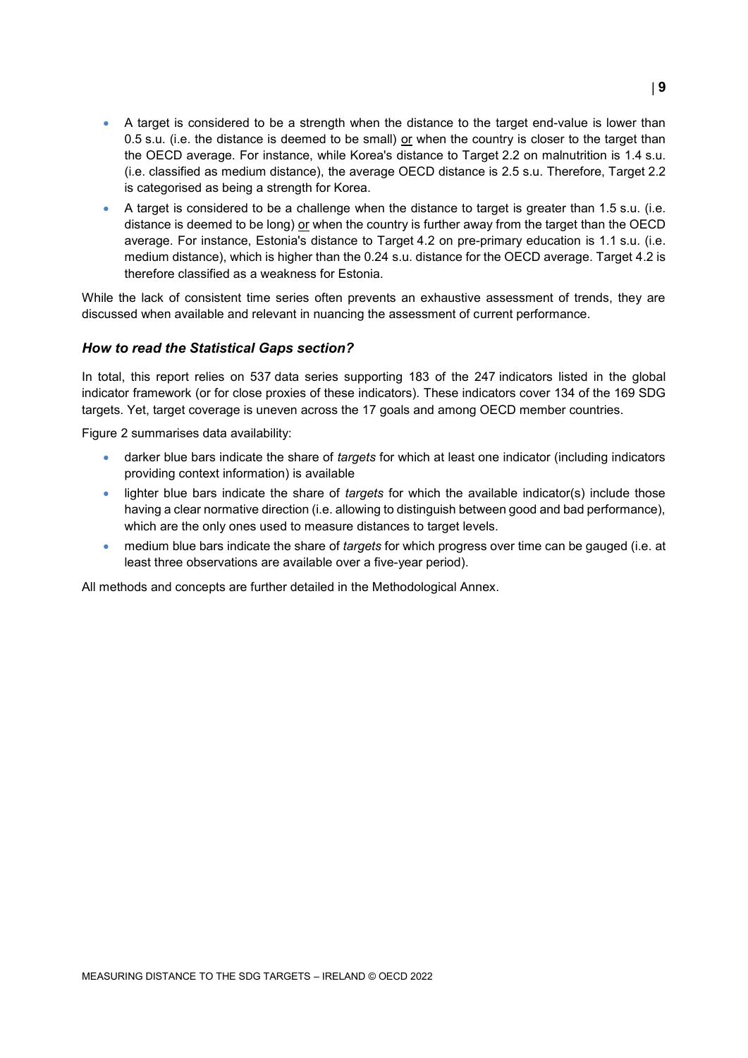- A target is considered to be a strength when the distance to the target end-value is lower than 0.5 s.u. (i.e. the distance is deemed to be small) or when the country is closer to the target than the OECD average. For instance, while Korea's distance to Target 2.2 on malnutrition is 1.4 s.u. (i.e. classified as medium distance), the average OECD distance is 2.5 s.u. Therefore, Target 2.2 is categorised as being a strength for Korea.
- A target is considered to be a challenge when the distance to target is greater than 1.5 s.u. (i.e. distance is deemed to be long) or when the country is further away from the target than the OECD average. For instance, Estonia's distance to Target 4.2 on pre-primary education is 1.1 s.u. (i.e. medium distance), which is higher than the 0.24 s.u. distance for the OECD average. Target 4.2 is therefore classified as a weakness for Estonia.

While the lack of consistent time series often prevents an exhaustive assessment of trends, they are discussed when available and relevant in nuancing the assessment of current performance.

### *How to read the Statistical Gaps section?*

In total, this report relies on 537 data series supporting 183 of the 247 indicators listed in the global indicator framework (or for close proxies of these indicators). These indicators cover 134 of the 169 SDG targets. Yet, target coverage is uneven across the 17 goals and among OECD member countries.

Figure 2 summarises data availability:

- darker blue bars indicate the share of *targets* for which at least one indicator (including indicators providing context information) is available
- lighter blue bars indicate the share of *targets* for which the available indicator(s) include those having a clear normative direction (i.e. allowing to distinguish between good and bad performance), which are the only ones used to measure distances to target levels.
- medium blue bars indicate the share of *targets* for which progress over time can be gauged (i.e. at least three observations are available over a five-year period).

All methods and concepts are further detailed in the Methodological Annex.